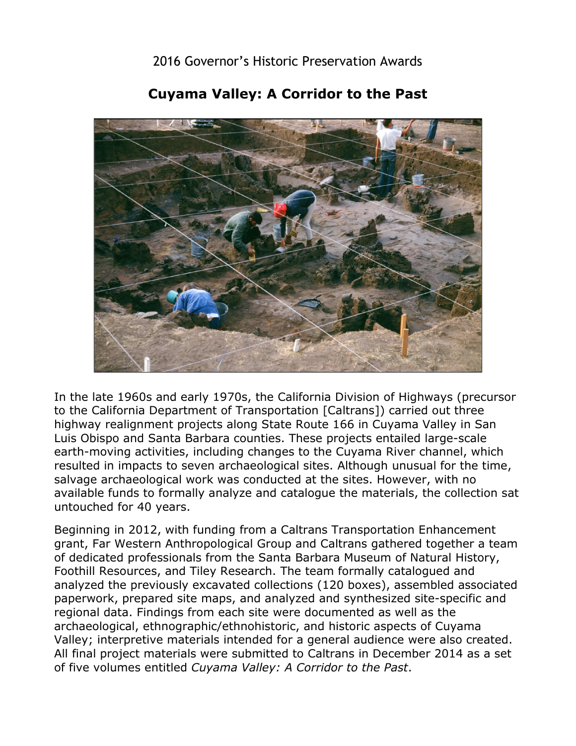2016 Governor's Historic Preservation Awards

# Cuyama Valley: A Corridor to the Past

In the late 1960s and early 1970s, the California Division of Highways (precursor to the California Department of Transportation [Caltrans]) carried out three highway realignment projects along State Route 166 in Cuyama Valley in San Luis Obispo and Santa Barbara counties. These projects entailed large-scale earth-moving activities, including changes to the Cuyama River channel, which resulted in impacts to seven archaeological sites. Although unusual for the time, salvage archaeological work was conducted at the sites. However, with no available funds to formally analyze and catalogue the materials, the collection sat untouched for 40 years.

Beginning in 2012, with funding from a Caltrans Transportation Enhancement grant, Far Western Anthropological Group and Caltrans gathered together a team of dedicated professionals from the Santa Barbara Museum of Natural History, Foothill Resources, and Tiley Research. The team formally catalogued and analyzed the previously excavated collections (120 boxes), assembled associated paperwork, prepared site maps, and analyzed and synthesized site-specific and regional data. Findings from each site were documented as well as the archaeological, ethnographic/ethnohistoric, and historic aspects of Cuyama Valley; interpretive materials intended for a general audience were also created. All final project materials were submitted to Caltrans in December 2014 as a set of five volumes entitled *Cuyama Valley: A Corridor to the Past*.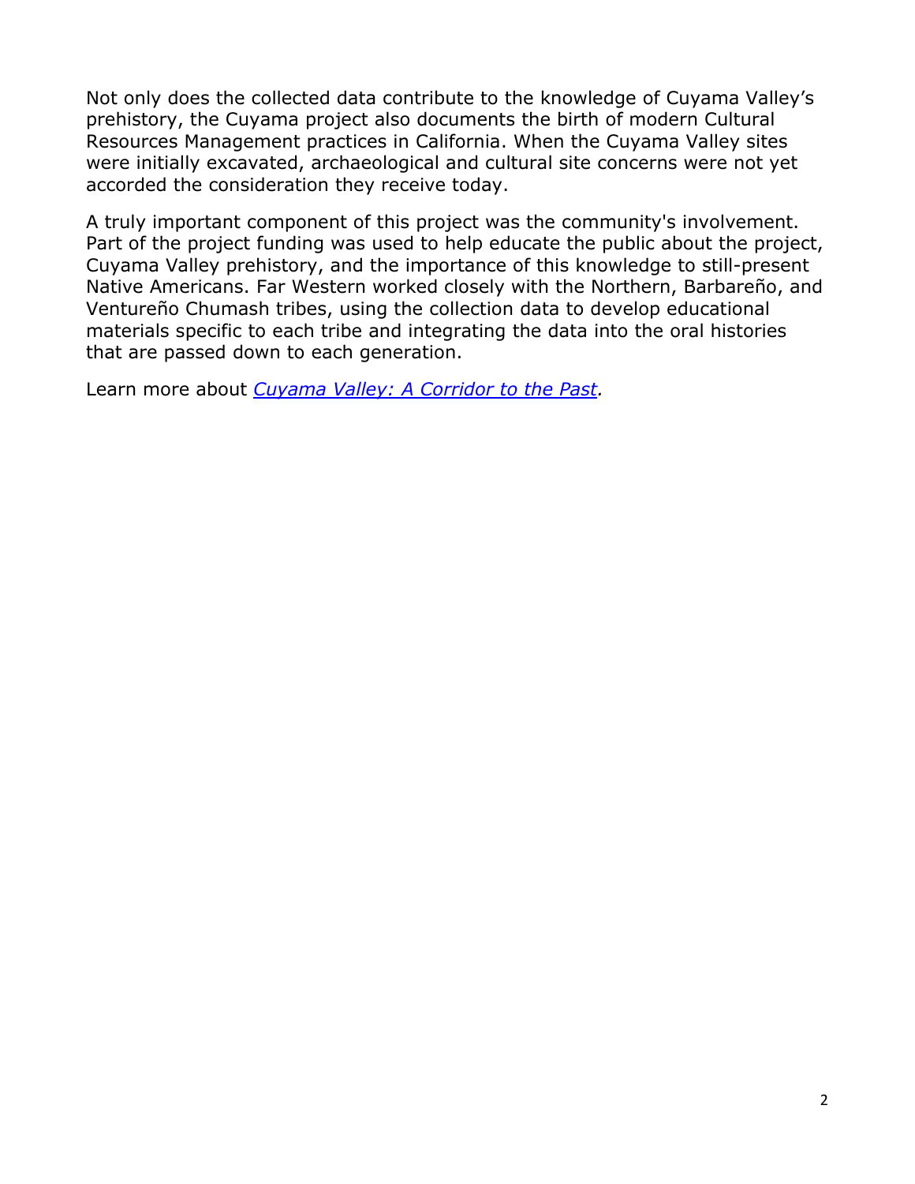Not only does the collected data contribute to the knowledge of Cuyama Valley's prehistory, the Cuyama project also documents the birth of modern Cultural Resources Management practices in California. When the Cuyama Valley sites were initially excavated, archaeological and cultural site concerns were not yet accorded the consideration they receive today.

A truly important component of this project was the community's involvement. Part of the project funding was used to help educate the public about the project, Cuyama Valley prehistory, and the importance of this knowledge to still-present Native Americans. Far Western worked closely with the Northern, Barbareño, and Ventureño Chumash tribes, using the collection data to develop educational materials specific to each tribe and integrating the data into the oral histories that are passed down to each generation.

Learn more about *Cuyama Valley: A Corridor to the Past.*